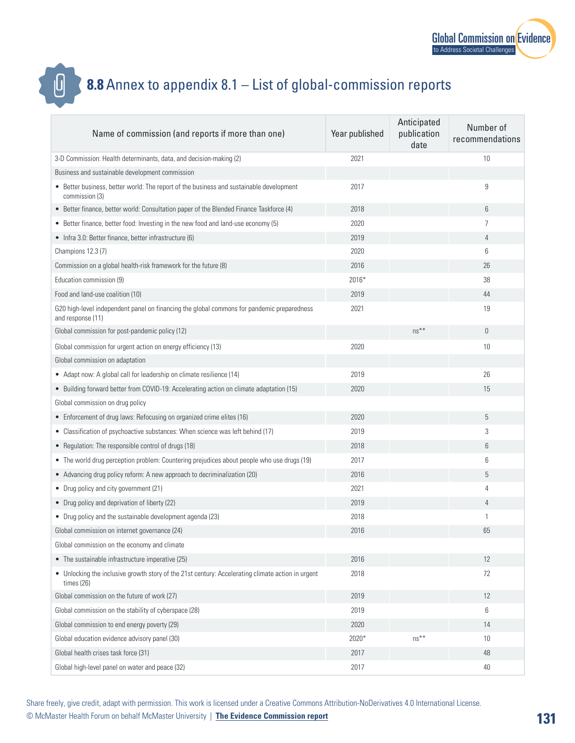## 8.8 Annex to appendix 8.1 – List of global-commission reports

| Name of commission (and reports if more than one) | Year published | Anticipated publication date | Number of recommendations |
|---|---|---|---|
| 3-D Commission: Health determinants, data, and decision-making (2) | 2021 | | 10 |
| Business and sustainable development commission | | | |
| • Better business, better world: The report of the business and sustainable development commission (3) | 2017 | | 9 |
| • Better finance, better world: Consultation paper of the Blended Finance Taskforce (4) | 2018 | | 6 |
| • Better finance, better food: Investing in the new food and land-use economy (5) | 2020 | | 7 |
| • Infra 3.0: Better finance, better infrastructure (6) | 2019 | | 4 |
| Champions 12.3 (7) | 2020 | | 6 |
| Commission on a global health-risk framework for the future (8) | 2016 | | 26 |
| Education commission (9) | 2016* | | 38 |
| Food and land-use coalition (10) | 2019 | | 44 |
| G20 high-level independent panel on financing the global commons for pandemic preparedness and response (11) | 2021 | | 19 |
| Global commission for post-pandemic policy (12) | | ns** | 0 |
| Global commission for urgent action on energy efficiency (13) | 2020 | | 10 |
| Global commission on adaptation | | | |
| • Adapt now: A global call for leadership on climate resilience (14) | 2019 | | 26 |
| • Building forward better from COVID-19: Accelerating action on climate adaptation (15) | 2020 | | 15 |
| Global commission on drug policy | | | |
| • Enforcement of drug laws: Refocusing on organized crime elites (16) | 2020 | | 5 |
| • Classification of psychoactive substances: When science was left behind (17) | 2019 | | 3 |
| • Regulation: The responsible control of drugs (18) | 2018 | | 6 |
| • The world drug perception problem: Countering prejudices about people who use drugs (19) | 2017 | | 6 |
| • Advancing drug policy reform: A new approach to decriminalization (20) | 2016 | | 5 |
| • Drug policy and city government (21) | 2021 | | 4 |
| • Drug policy and deprivation of liberty (22) | 2019 | | 4 |
| • Drug policy and the sustainable development agenda (23) | 2018 | | 1 |
| Global commission on internet governance (24) | 2016 | | 65 |
| Global commission on the economy and climate | | | |
| • The sustainable infrastructure imperative (25) | 2016 | | 12 |
| • Unlocking the inclusive growth story of the 21st century: Accelerating climate action in urgent times (26) | 2018 | | 72 |
| Global commission on the future of work (27) | 2019 | | 12 |
| Global commission on the stability of cyberspace (28) | 2019 | | 6 |
| Global commission to end energy poverty (29) | 2020 | | 14 |
| Global education evidence advisory panel (30) | 2020* | ns** | 10 |
| Global health crises task force (31) | 2017 | | 48 |
| Global high-level panel on water and peace (32) | 2017 | | 40 |

Share freely, give credit, adapt with permission. This work is licensed under a Creative Commons Attribution-NoDerivatives 4.0 International License.
© McMaster Health Forum on behalf McMaster University | **The Evidence Commission report**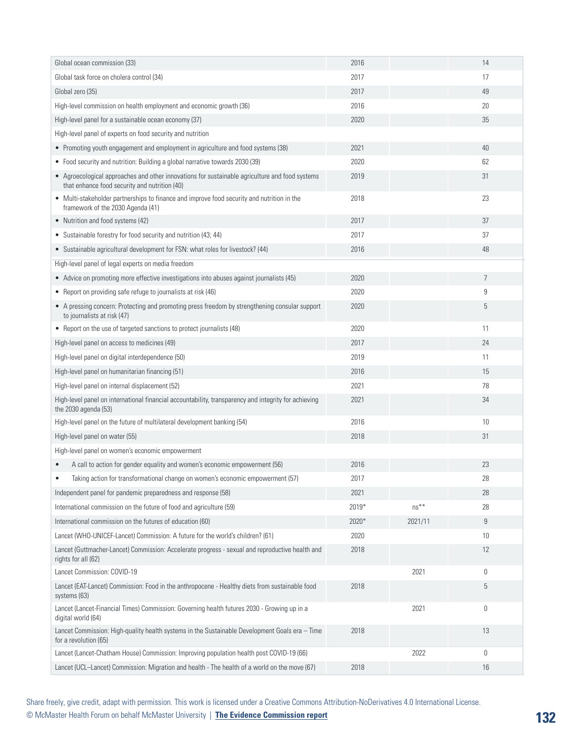| | | | |
|---|---|---|---|
| Global ocean commission (33) | 2016 | | 14 |
| Global task force on cholera control (34) | 2017 | | 17 |
| Global zero (35) | 2017 | | 49 |
| High-level commission on health employment and economic growth (36) | 2016 | | 20 |
| High-level panel for a sustainable ocean economy (37) | 2020 | | 35 |
| High-level panel of experts on food security and nutrition | | | |
| • Promoting youth engagement and employment in agriculture and food systems (38) | 2021 | | 40 |
| • Food security and nutrition: Building a global narrative towards 2030 (39) | 2020 | | 62 |
| • Agroecological approaches and other innovations for sustainable agriculture and food systems that enhance food security and nutrition (40) | 2019 | | 31 |
| • Multi-stakeholder partnerships to finance and improve food security and nutrition in the framework of the 2030 Agenda (41) | 2018 | | 23 |
| • Nutrition and food systems (42) | 2017 | | 37 |
| • Sustainable forestry for food security and nutrition (43; 44) | 2017 | | 37 |
| • Sustainable agricultural development for FSN: what roles for livestock? (44) | 2016 | | 48 |
| High-level panel of legal experts on media freedom | | | |
| • Advice on promoting more effective investigations into abuses against journalists (45) | 2020 | | 7 |
| • Report on providing safe refuge to journalists at risk (46) | 2020 | | 9 |
| • A pressing concern: Protecting and promoting press freedom by strengthening consular support to journalists at risk (47) | 2020 | | 5 |
| • Report on the use of targeted sanctions to protect journalists (48) | 2020 | | 11 |
| High-level panel on access to medicines (49) | 2017 | | 24 |
| High-level panel on digital interdependence (50) | 2019 | | 11 |
| High-level panel on humanitarian financing (51) | 2016 | | 15 |
| High-level panel on internal displacement (52) | 2021 | | 78 |
| High-level panel on international financial accountability, transparency and integrity for achieving the 2030 agenda (53) | 2021 | | 34 |
| High-level panel on the future of multilateral development banking (54) | 2016 | | 10 |
| High-level panel on water (55) | 2018 | | 31 |
| High-level panel on women's economic empowerment | | | |
| • A call to action for gender equality and women's economic empowerment (56) | 2016 | | 23 |
| • Taking action for transformational change on women's economic empowerment (57) | 2017 | | 28 |
| Independent panel for pandemic preparedness and response (58) | 2021 | | 28 |
| International commission on the future of food and agriculture (59) | 2019* | ns** | 28 |
| International commission on the futures of education (60) | 2020* | 2021/11 | 9 |
| Lancet (WHO-UNICEF-Lancet) Commission: A future for the world's children? (61) | 2020 | | 10 |
| Lancet (Guttmacher-Lancet) Commission: Accelerate progress - sexual and reproductive health and rights for all (62) | 2018 | | 12 |
| Lancet Commission: COVID-19 | | 2021 | 0 |
| Lancet (EAT-Lancet) Commission: Food in the anthropocene - Healthy diets from sustainable food systems (63) | 2018 | | 5 |
| Lancet (Lancet-Financial Times) Commission: Governing health futures 2030 - Growing up in a digital world (64) | | 2021 | 0 |
| Lancet Commission: High-quality health systems in the Sustainable Development Goals era – Time for a revolution (65) | 2018 | | 13 |
| Lancet (Lancet-Chatham House) Commission: Improving population health post COVID-19 (66) | | 2022 | 0 |
| Lancet (UCL–Lancet) Commission: Migration and health - The health of a world on the move (67) | 2018 | | 16 |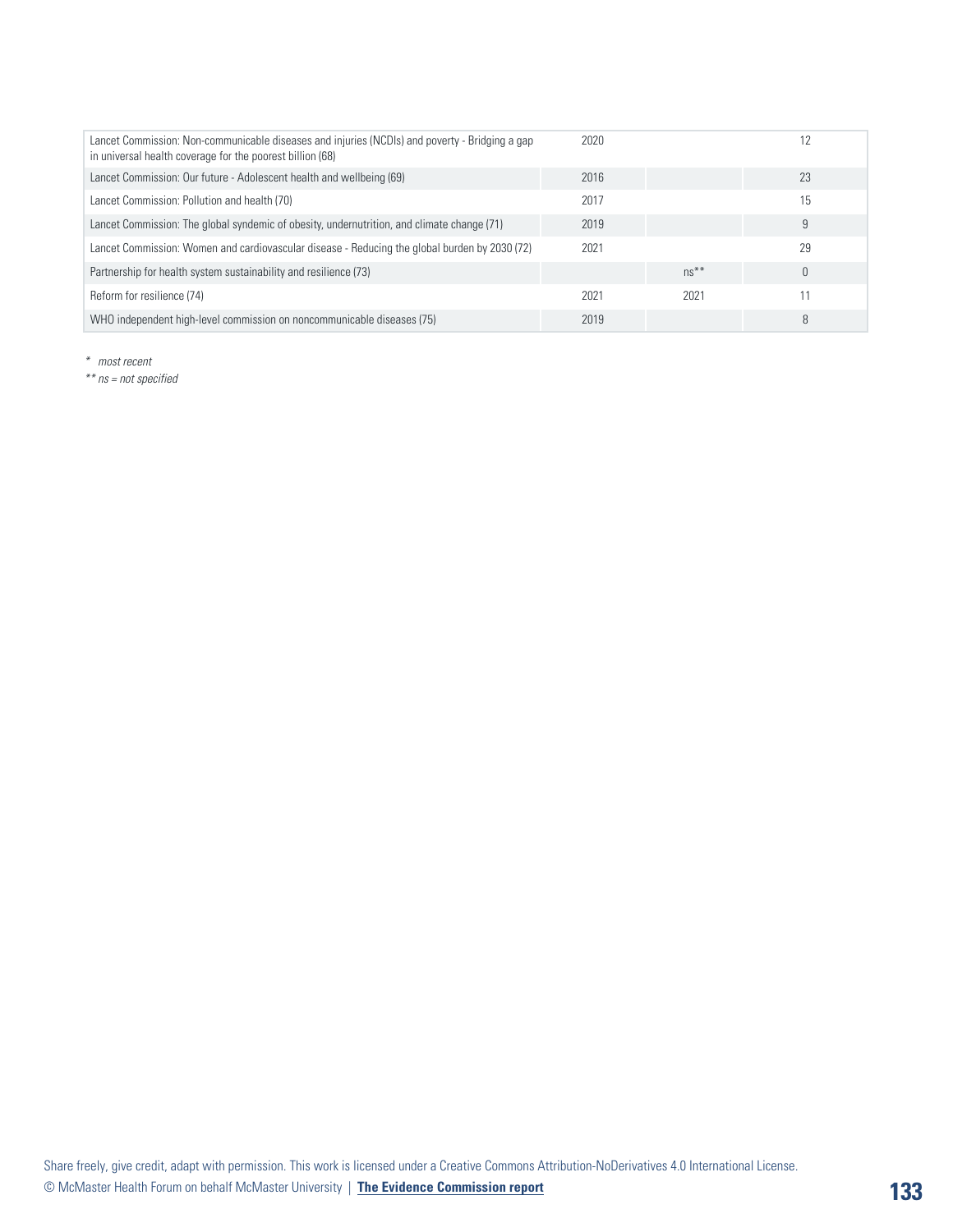| | | | |
|---|---|---|---|
| Lancet Commission: Non-communicable diseases and injuries (NCDIs) and poverty - Bridging a gap in universal health coverage for the poorest billion (68) | 2020 | | 12 |
| Lancet Commission: Our future - Adolescent health and wellbeing (69) | 2016 | | 23 |
| Lancet Commission: Pollution and health (70) | 2017 | | 15 |
| Lancet Commission: The global syndemic of obesity, undernutrition, and climate change (71) | 2019 | | 9 |
| Lancet Commission: Women and cardiovascular disease - Reducing the global burden by 2030 (72) | 2021 | | 29 |
| Partnership for health system sustainability and resilience (73) | | ns** | 0 |
| Reform for resilience (74) | 2021 | 2021 | 11 |
| WHO independent high-level commission on noncommunicable diseases (75) | 2019 | | 8 |

*\* most recent*

*\*\* ns = not specified*